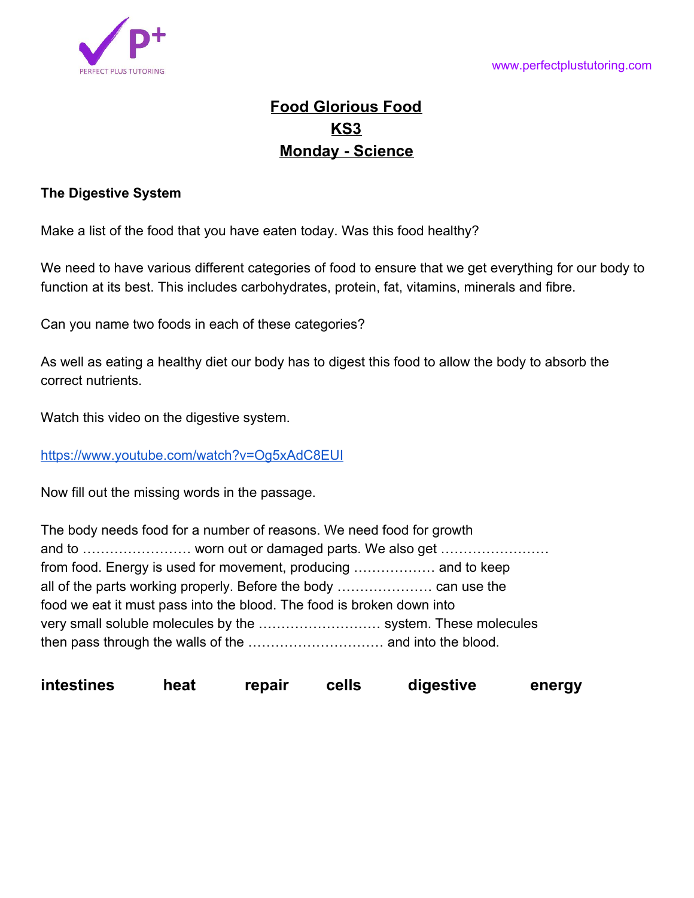# Food Glorious Food

## KS3

## Monday - Science

**The Digestive System**

Make a list of the food that you have eaten today. Was this food healthy?

We need to have various different categories of food to ensure that we get everything for our body to function at its best. This includes carbohydrates, protein, fat, vitamins, minerals and fibre.

Can you name two foods in each of these categories?

As well as eating a healthy diet our body has to digest this food to allow the body to absorb the correct nutrients.

Watch this video on the digestive system.

https://www.youtube.com/watch?v=Og5xAdC8EUI

Now fill out the missing words in the passage.

The body needs food for a number of reasons. We need food for growth and to …………………… worn out or damaged parts. We also get …………………… from food. Energy is used for movement, producing ……………… and to keep all of the parts working properly. Before the body ………………… can use the food we eat it must pass into the blood. The food is broken down into very small soluble molecules by the ……………………… system. These molecules then pass through the walls of the ………………………… and into the blood.

**intestines** **heat** **repair** **cells** **digestive** **energy**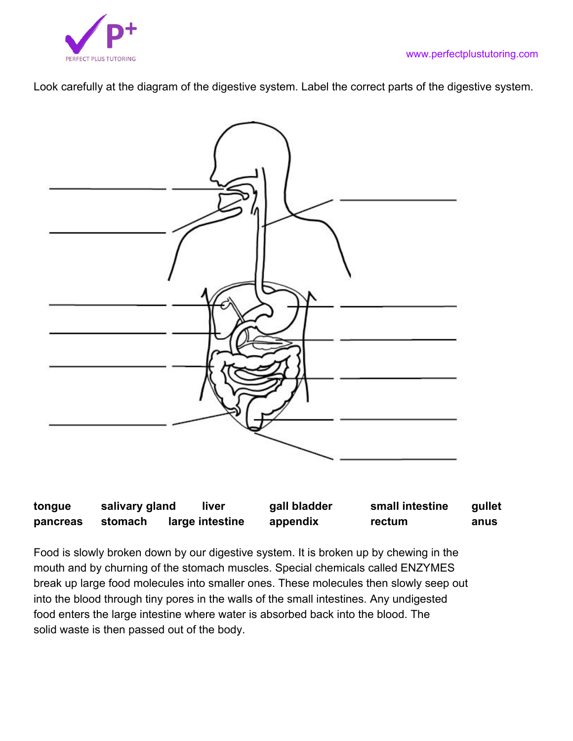Look carefully at the diagram of the digestive system. Label the correct parts of the digestive system.

| | | | | | |
|---|---|---|---|---|---|
| **tongue** | **salivary gland** | **liver** | **gall bladder** | **small intestine** | **gullet** |
| **pancreas** | **stomach** | **large intestine** | **appendix** | **rectum** | **anus** |

Food is slowly broken down by our digestive system. It is broken up by chewing in the mouth and by churning of the stomach muscles. Special chemicals called ENZYMES break up large food molecules into smaller ones. These molecules then slowly seep out into the blood through tiny pores in the walls of the small intestines. Any undigested food enters the large intestine where water is absorbed back into the blood. The solid waste is then passed out of the body.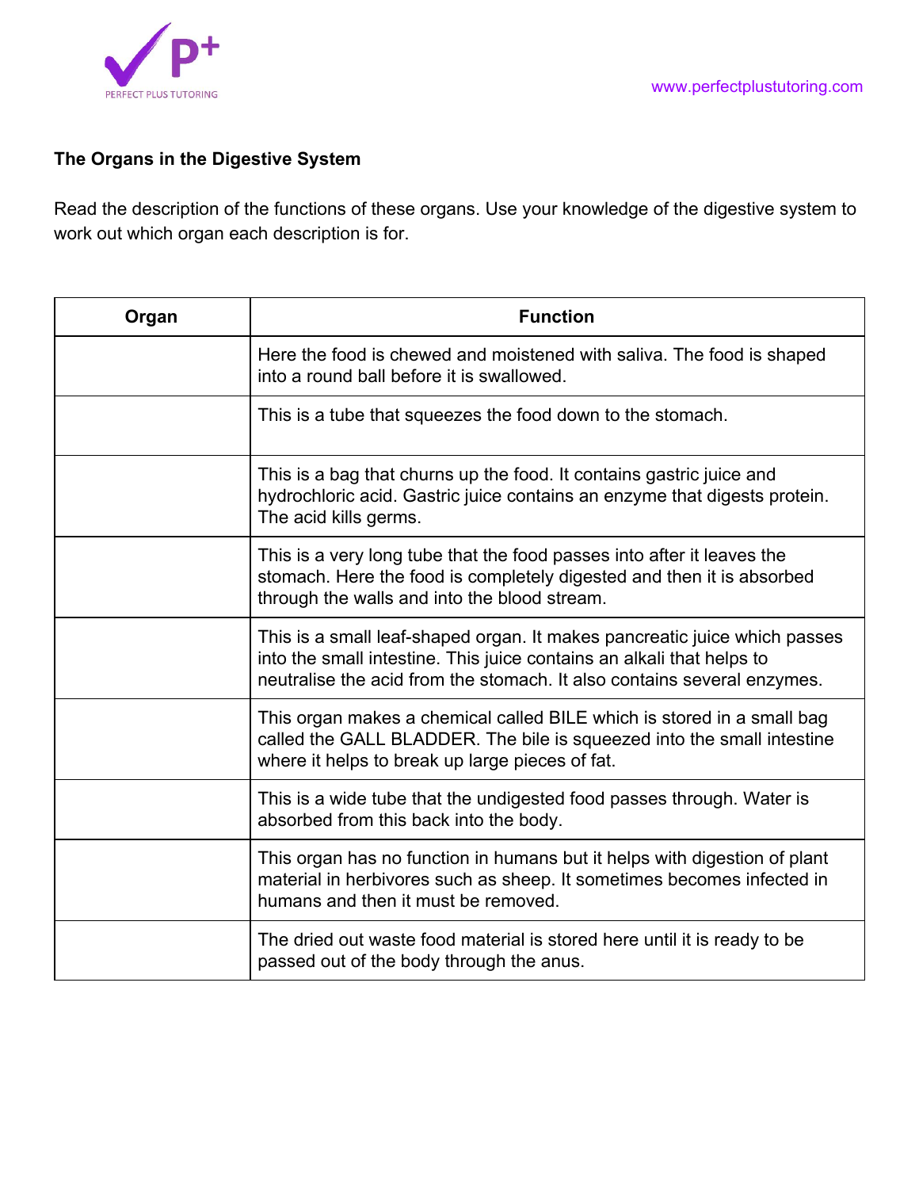**The Organs in the Digestive System**

Read the description of the functions of these organs. Use your knowledge of the digestive system to work out which organ each description is for.

| Organ | Function |
|---|---|
| | Here the food is chewed and moistened with saliva. The food is shaped into a round ball before it is swallowed. |
| | This is a tube that squeezes the food down to the stomach. |
| | This is a bag that churns up the food. It contains gastric juice and hydrochloric acid. Gastric juice contains an enzyme that digests protein. The acid kills germs. |
| | This is a very long tube that the food passes into after it leaves the stomach. Here the food is completely digested and then it is absorbed through the walls and into the blood stream. |
| | This is a small leaf-shaped organ. It makes pancreatic juice which passes into the small intestine. This juice contains an alkali that helps to neutralise the acid from the stomach. It also contains several enzymes. |
| | This organ makes a chemical called BILE which is stored in a small bag called the GALL BLADDER. The bile is squeezed into the small intestine where it helps to break up large pieces of fat. |
| | This is a wide tube that the undigested food passes through. Water is absorbed from this back into the body. |
| | This organ has no function in humans but it helps with digestion of plant material in herbivores such as sheep. It sometimes becomes infected in humans and then it must be removed. |
| | The dried out waste food material is stored here until it is ready to be passed out of the body through the anus. |